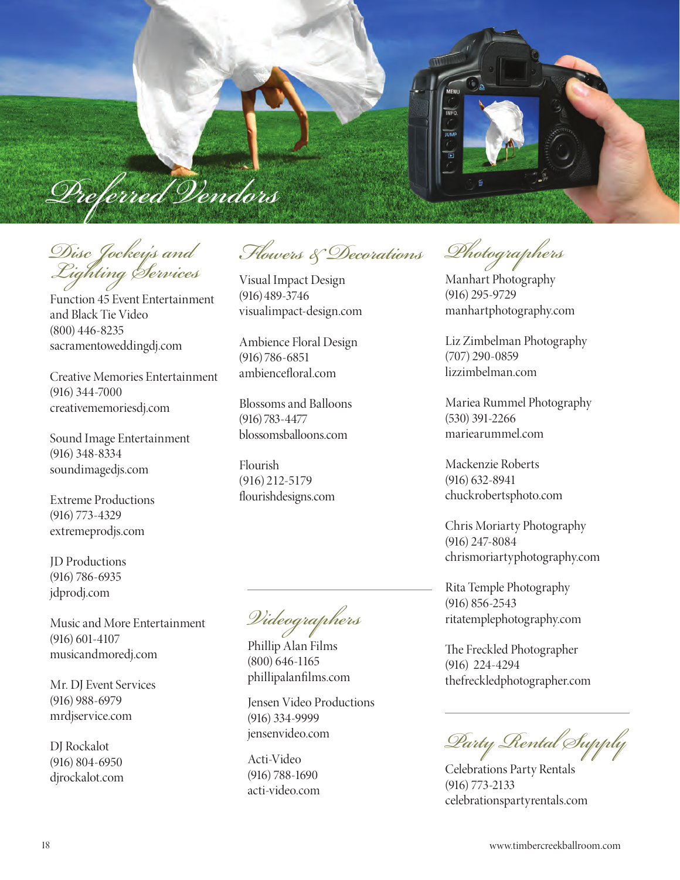# Preferred Vendors

## Disc Jockeys and Lighting Services

Function 45 Event Entertainment and Black Tie Video
(800) 446-8235
sacramentoweddingdj.com

Creative Memories Entertainment
(916) 344-7000
creativememoriesdj.com

Sound Image Entertainment
(916) 348-8334
soundimagedjs.com

Extreme Productions
(916) 773-4329
extremeprodjs.com

JD Productions
(916) 786-6935
jdprodj.com

Music and More Entertainment
(916) 601-4107
musicandmoredj.com

Mr. DJ Event Services
(916) 988-6979
mrdjservice.com

DJ Rockalot
(916) 804-6950
djrockalot.com

## Flowers & Decorations

Visual Impact Design
(916) 489-3746
visualimpact-design.com

Ambience Floral Design
(916) 786-6851
ambiencefloral.com

Blossoms and Balloons
(916) 783-4477
blossomsballoons.com

Flourish
(916) 212-5179
flourishdesigns.com

## Videographers

Phillip Alan Films
(800) 646-1165
phillipalanfilms.com

Jensen Video Productions
(916) 334-9999
jensenvideo.com

Acti-Video
(916) 788-1690
acti-video.com

## Photographers

Manhart Photography
(916) 295-9729
manhartphotography.com

Liz Zimbelman Photography
(707) 290-0859
lizzimbelman.com

Mariea Rummel Photography
(530) 391-2266
mariearummel.com

Mackenzie Roberts
(916) 632-8941
chuckrobertsphoto.com

Chris Moriarty Photography
(916) 247-8084
chrismoriartyphotography.com

Rita Temple Photography
(916) 856-2543
ritatemplephotography.com

The Freckled Photographer
(916) 224-4294
thefreckledphotographer.com

## Party Rental Supply

Celebrations Party Rentals
(916) 773-2133
celebrationspartyrentals.com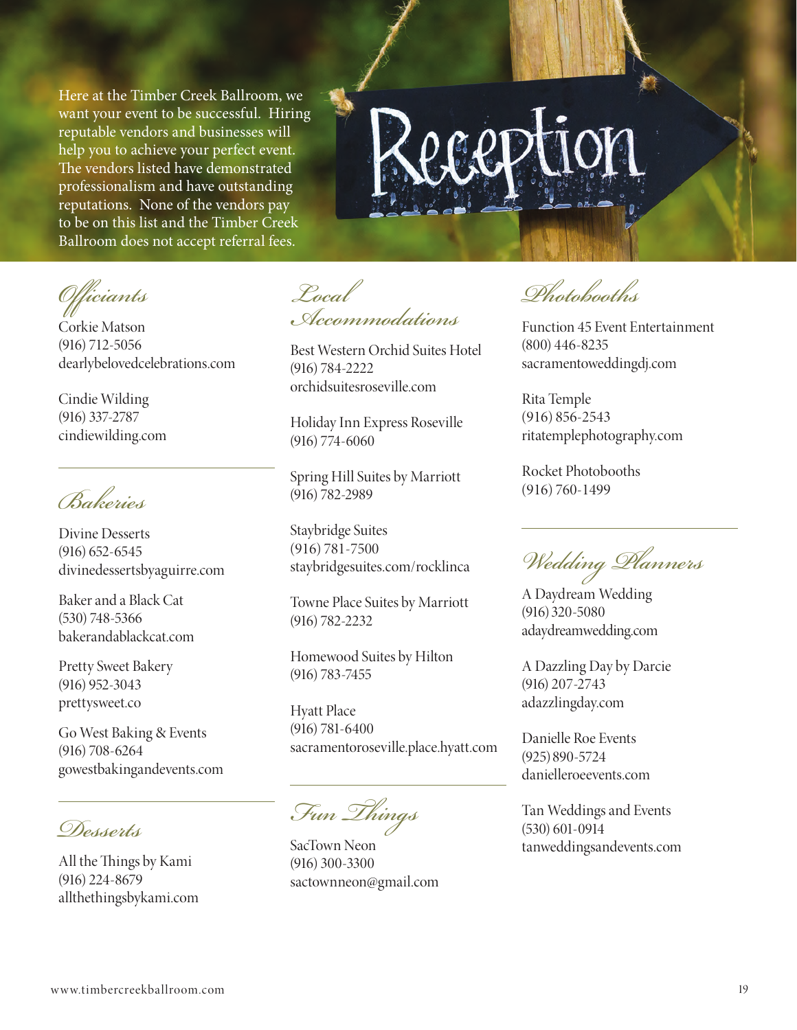Here at the Timber Creek Ballroom, we want your event to be successful. Hiring reputable vendors and businesses will help you to achieve your perfect event. The vendors listed have demonstrated professionalism and have outstanding reputations. None of the vendors pay to be on this list and the Timber Creek Ballroom does not accept referral fees.

Reception

## Officiants

Corkie Matson
(916) 712-5056
dearlybelovedcelebrations.com

Cindie Wilding
(916) 337-2787
cindiewilding.com

## Bakeries

Divine Desserts
(916) 652-6545
divinedessertsbyaguirre.com

Baker and a Black Cat
(530) 748-5366
bakerandablackcat.com

Pretty Sweet Bakery
(916) 952-3043
prettysweet.co

Go West Baking & Events
(916) 708-6264
gowestbakingandevents.com

## Desserts

All the Things by Kami
(916) 224-8679
allthethingsbykami.com

## Local Accommodations

Best Western Orchid Suites Hotel
(916) 784-2222
orchidsuitesroseville.com

Holiday Inn Express Roseville
(916) 774-6060

Spring Hill Suites by Marriott
(916) 782-2989

Staybridge Suites
(916) 781-7500
staybridgesuites.com/rocklinca

Towne Place Suites by Marriott
(916) 782-2232

Homewood Suites by Hilton
(916) 783-7455

Hyatt Place
(916) 781-6400
sacramentoroseville.place.hyatt.com

## Fun Things

SacTown Neon
(916) 300-3300
sactownneon@gmail.com

## Photobooths

Function 45 Event Entertainment
(800) 446-8235
sacramentoweddingdj.com

Rita Temple
(916) 856-2543
ritatemplephotography.com

Rocket Photobooths
(916) 760-1499

## Wedding Planners

A Daydream Wedding
(916) 320-5080
adaydreamwedding.com

A Dazzling Day by Darcie
(916) 207-2743
adazzlingday.com

Danielle Roe Events
(925) 890-5724
danielleroeevents.com

Tan Weddings and Events
(530) 601-0914
tanweddingsandevents.com